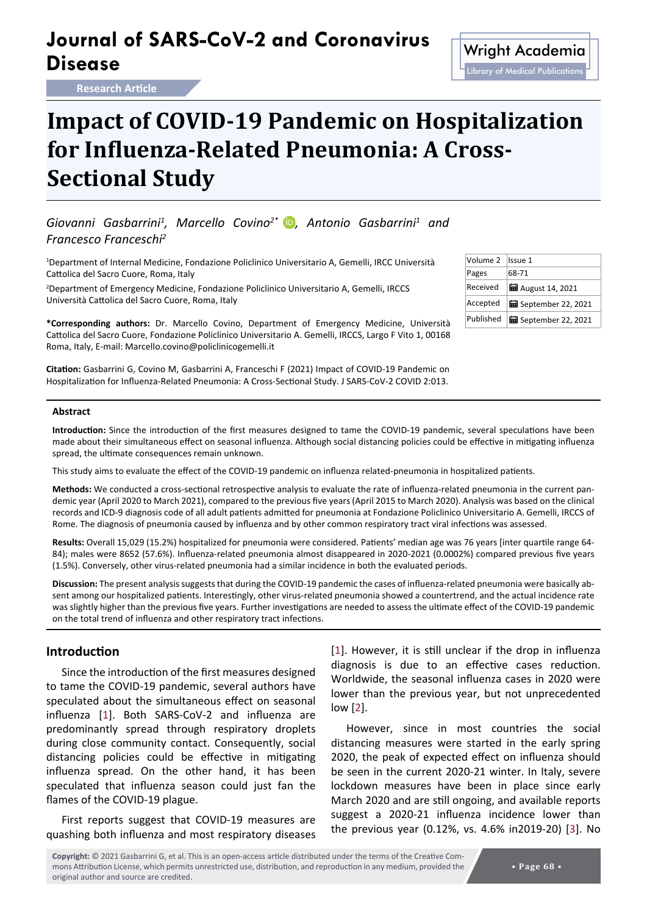# Journal of SARS-CoV-2 and Coronavirus Disease

Research Article

# Impact of COVID-19 Pandemic on Hospitalization for Influenza-Related Pneumonia: A Cross-Sectional Study

*Giovanni Gasbarrini[1], Marcello Covino[2*], Antonio Gasbarrini[1] and Francesco Franceschi[2]*

[1]Department of Internal Medicine, Fondazione Policlinico Universitario A, Gemelli, IRCC Università Cattolica del Sacro Cuore, Roma, Italy

[2]Department of Emergency Medicine, Fondazione Policlinico Universitario A, Gemelli, IRCCS Università Cattolica del Sacro Cuore, Roma, Italy

**\*Corresponding authors:** Dr. Marcello Covino, Department of Emergency Medicine, Università Cattolica del Sacro Cuore, Fondazione Policlinico Universitario A. Gemelli, IRCCS, Largo F Vito 1, 00168 Roma, Italy, E-mail: Marcello.covino@policlinicogemelli.it

**Citation:** Gasbarrini G, Covino M, Gasbarrini A, Franceschi F (2021) Impact of COVID-19 Pandemic on Hospitalization for Influenza-Related Pneumonia: A Cross-Sectional Study. J SARS-CoV-2 COVID 2:013.

| Volume 2 | Issue 1 |
|---|---|
| Pages | 68-71 |
| Received | August 14, 2021 |
| Accepted | September 22, 2021 |
| Published | September 22, 2021 |

## Abstract

**Introduction:** Since the introduction of the first measures designed to tame the COVID-19 pandemic, several speculations have been made about their simultaneous effect on seasonal influenza. Although social distancing policies could be effective in mitigating influenza spread, the ultimate consequences remain unknown.

This study aims to evaluate the effect of the COVID-19 pandemic on influenza related-pneumonia in hospitalized patients.

**Methods:** We conducted a cross-sectional retrospective analysis to evaluate the rate of influenza-related pneumonia in the current pandemic year (April 2020 to March 2021), compared to the previous five years (April 2015 to March 2020). Analysis was based on the clinical records and ICD-9 diagnosis code of all adult patients admitted for pneumonia at Fondazione Policlinico Universitario A. Gemelli, IRCCS of Rome. The diagnosis of pneumonia caused by influenza and by other common respiratory tract viral infections was assessed.

**Results:** Overall 15,029 (15.2%) hospitalized for pneumonia were considered. Patients' median age was 76 years [inter quartile range 64-84); males were 8652 (57.6%). Influenza-related pneumonia almost disappeared in 2020-2021 (0.0002%) compared previous five years (1.5%). Conversely, other virus-related pneumonia had a similar incidence in both the evaluated periods.

**Discussion:** The present analysis suggests that during the COVID-19 pandemic the cases of influenza-related pneumonia were basically absent among our hospitalized patients. Interestingly, other virus-related pneumonia showed a countertrend, and the actual incidence rate was slightly higher than the previous five years. Further investigations are needed to assess the ultimate effect of the COVID-19 pandemic on the total trend of influenza and other respiratory tract infections.

## Introduction

Since the introduction of the first measures designed to tame the COVID-19 pandemic, several authors have speculated about the simultaneous effect on seasonal influenza [1]. Both SARS-CoV-2 and influenza are predominantly spread through respiratory droplets during close community contact. Consequently, social distancing policies could be effective in mitigating influenza spread. On the other hand, it has been speculated that influenza season could just fan the flames of the COVID-19 plague.

First reports suggest that COVID-19 measures are quashing both influenza and most respiratory diseases [1]. However, it is still unclear if the drop in influenza diagnosis is due to an effective cases reduction. Worldwide, the seasonal influenza cases in 2020 were lower than the previous year, but not unprecedented low [2].

However, since in most countries the social distancing measures were started in the early spring 2020, the peak of expected effect on influenza should be seen in the current 2020-21 winter. In Italy, severe lockdown measures have been in place since early March 2020 and are still ongoing, and available reports suggest a 2020-21 influenza incidence lower than the previous year (0.12%, vs. 4.6% in2019-20) [3]. No

**Copyright:** © 2021 Gasbarrini G, et al. This is an open-access article distributed under the terms of the Creative Commons Attribution License, which permits unrestricted use, distribution, and reproduction in any medium, provided the original author and source are credited.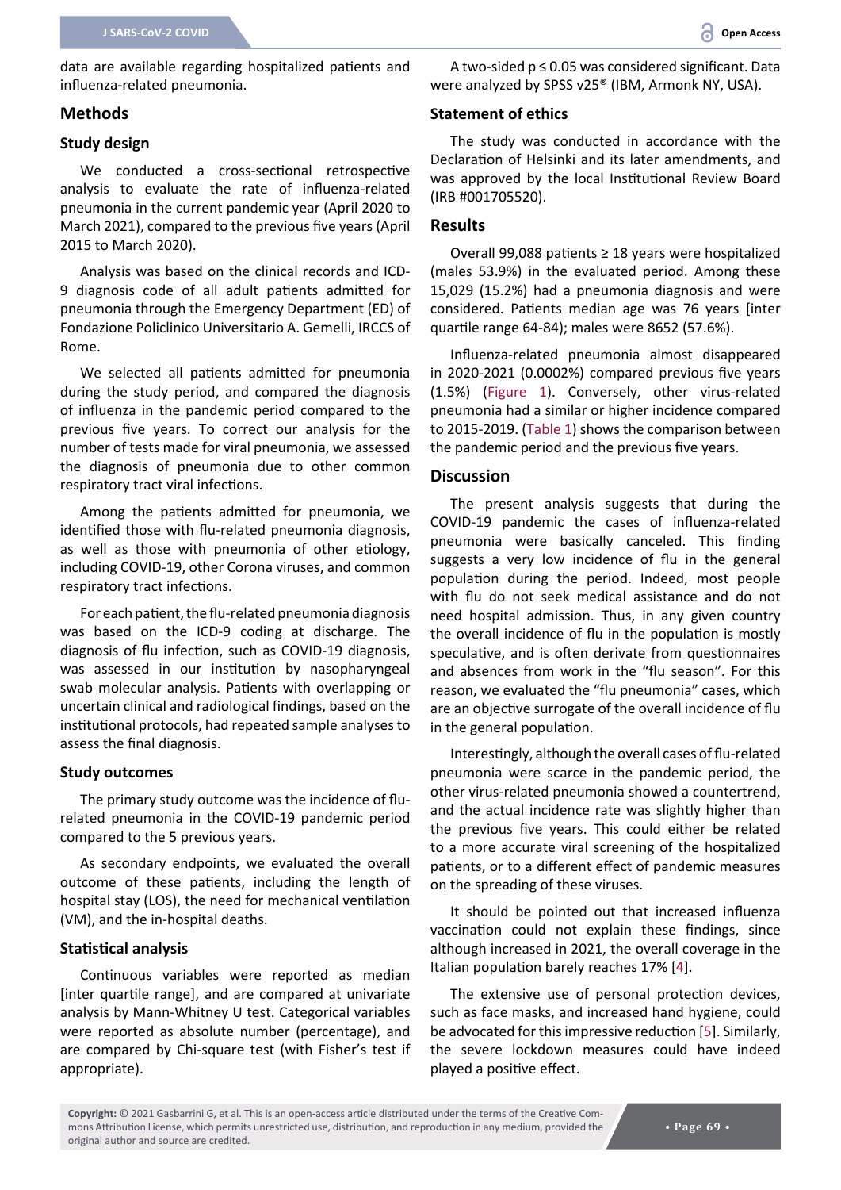data are available regarding hospitalized patients and influenza-related pneumonia.

## Methods

### Study design

We conducted a cross-sectional retrospective analysis to evaluate the rate of influenza-related pneumonia in the current pandemic year (April 2020 to March 2021), compared to the previous five years (April 2015 to March 2020).

Analysis was based on the clinical records and ICD-9 diagnosis code of all adult patients admitted for pneumonia through the Emergency Department (ED) of Fondazione Policlinico Universitario A. Gemelli, IRCCS of Rome.

We selected all patients admitted for pneumonia during the study period, and compared the diagnosis of influenza in the pandemic period compared to the previous five years. To correct our analysis for the number of tests made for viral pneumonia, we assessed the diagnosis of pneumonia due to other common respiratory tract viral infections.

Among the patients admitted for pneumonia, we identified those with flu-related pneumonia diagnosis, as well as those with pneumonia of other etiology, including COVID-19, other Corona viruses, and common respiratory tract infections.

For each patient, the flu-related pneumonia diagnosis was based on the ICD-9 coding at discharge. The diagnosis of flu infection, such as COVID-19 diagnosis, was assessed in our institution by nasopharyngeal swab molecular analysis. Patients with overlapping or uncertain clinical and radiological findings, based on the institutional protocols, had repeated sample analyses to assess the final diagnosis.

### Study outcomes

The primary study outcome was the incidence of flu-related pneumonia in the COVID-19 pandemic period compared to the 5 previous years.

As secondary endpoints, we evaluated the overall outcome of these patients, including the length of hospital stay (LOS), the need for mechanical ventilation (VM), and the in-hospital deaths.

### Statistical analysis

Continuous variables were reported as median [inter quartile range], and are compared at univariate analysis by Mann-Whitney U test. Categorical variables were reported as absolute number (percentage), and are compared by Chi-square test (with Fisher's test if appropriate).

A two-sided $p \leq 0.05$ was considered significant. Data were analyzed by SPSS v25® (IBM, Armonk NY, USA).

### Statement of ethics

The study was conducted in accordance with the Declaration of Helsinki and its later amendments, and was approved by the local Institutional Review Board (IRB #001705520).

## Results

Overall 99,088 patients ≥ 18 years were hospitalized (males 53.9%) in the evaluated period. Among these 15,029 (15.2%) had a pneumonia diagnosis and were considered. Patients median age was 76 years [inter quartile range 64-84); males were 8652 (57.6%).

Influenza-related pneumonia almost disappeared in 2020-2021 (0.0002%) compared previous five years (1.5%) (Figure 1). Conversely, other virus-related pneumonia had a similar or higher incidence compared to 2015-2019. (Table 1) shows the comparison between the pandemic period and the previous five years.

## Discussion

The present analysis suggests that during the COVID-19 pandemic the cases of influenza-related pneumonia were basically canceled. This finding suggests a very low incidence of flu in the general population during the period. Indeed, most people with flu do not seek medical assistance and do not need hospital admission. Thus, in any given country the overall incidence of flu in the population is mostly speculative, and is often derivate from questionnaires and absences from work in the "flu season". For this reason, we evaluated the "flu pneumonia" cases, which are an objective surrogate of the overall incidence of flu in the general population.

Interestingly, although the overall cases of flu-related pneumonia were scarce in the pandemic period, the other virus-related pneumonia showed a countertrend, and the actual incidence rate was slightly higher than the previous five years. This could either be related to a more accurate viral screening of the hospitalized patients, or to a different effect of pandemic measures on the spreading of these viruses.

It should be pointed out that increased influenza vaccination could not explain these findings, since although increased in 2021, the overall coverage in the Italian population barely reaches 17% [4].

The extensive use of personal protection devices, such as face masks, and increased hand hygiene, could be advocated for this impressive reduction [5]. Similarly, the severe lockdown measures could have indeed played a positive effect.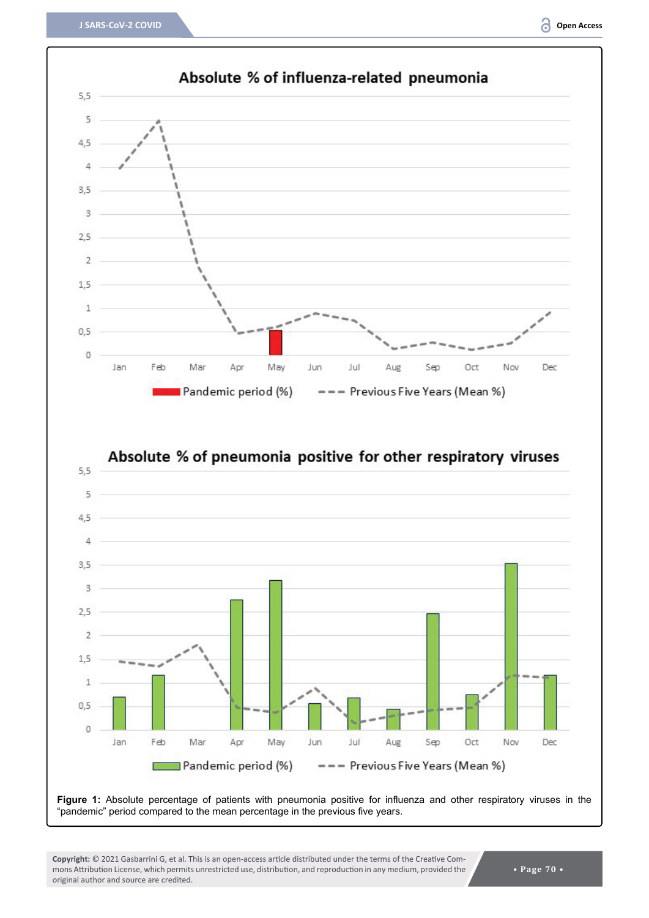**Figure 1:** Absolute percentage of patients with pneumonia positive for influenza and other respiratory viruses in the "pandemic" period compared to the mean percentage in the previous five years.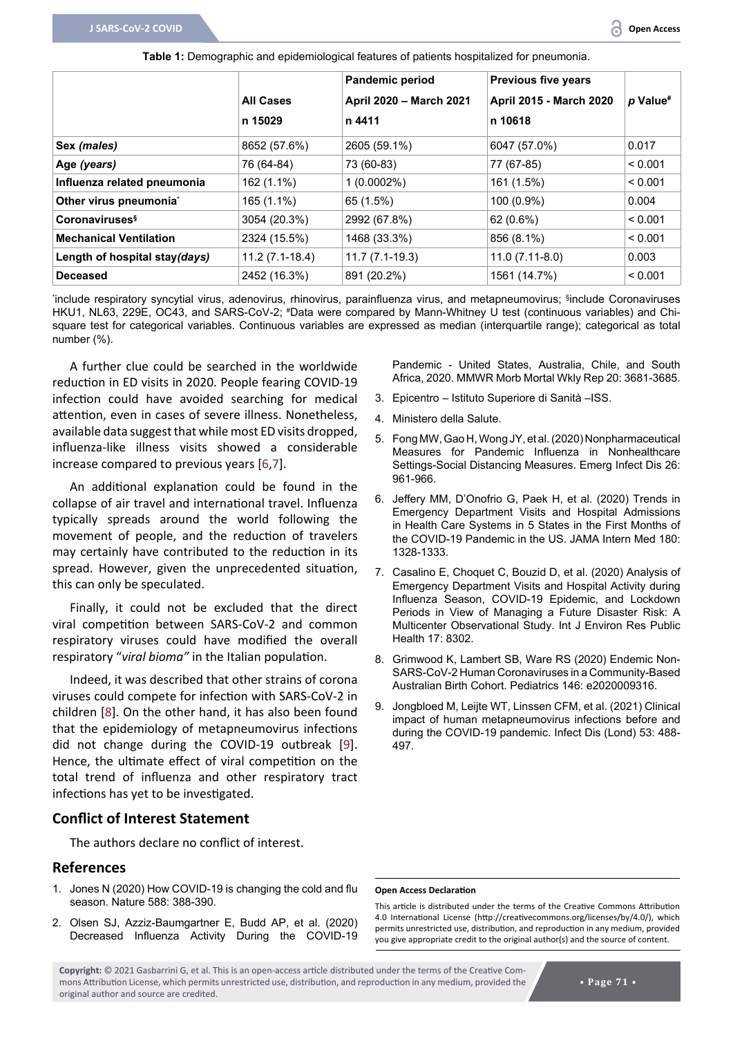**Table 1:** Demographic and epidemiological features of patients hospitalized for pneumonia.

| | All Cases n 15029 | Pandemic period April 2020 – March 2021 n 4411 | Previous five years April 2015 - March 2020 n 10618 | *p* Value[#] |
|---|---|---|---|---|
| **Sex** ***(males)*** | 8652 (57.6%) | 2605 (59.1%) | 6047 (57.0%) | 0.017 |
| **Age** ***(years)*** | 76 (64-84) | 73 (60-83) | 77 (67-85) | < 0.001 |
| **Influenza related pneumonia** | 162 (1.1%) | 1 (0.0002%) | 161 (1.5%) | < 0.001 |
| **Other virus pneumonia**[*] | 165 (1.1%) | 65 (1.5%) | 100 (0.9%) | 0.004 |
| **Coronaviruses**[§] | 3054 (20.3%) | 2992 (67.8%) | 62 (0.6%) | < 0.001 |
| **Mechanical Ventilation** | 2324 (15.5%) | 1468 (33.3%) | 856 (8.1%) | < 0.001 |
| **Length of hospital stay*(days)*** | 11.2 (7.1-18.4) | 11.7 (7.1-19.3) | 11.0 (7.11-8.0) | 0.003 |
| **Deceased** | 2452 (16.3%) | 891 (20.2%) | 1561 (14.7%) | < 0.001 |

[*]include respiratory syncytial virus, adenovirus, rhinovirus, parainfluenza virus, and metapneumovirus; [§]include Coronaviruses HKU1, NL63, 229E, OC43, and SARS-CoV-2; [#]Data were compared by Mann-Whitney U test (continuous variables) and Chi-square test for categorical variables. Continuous variables are expressed as median (interquartile range); categorical as total number (%).

A further clue could be searched in the worldwide reduction in ED visits in 2020. People fearing COVID-19 infection could have avoided searching for medical attention, even in cases of severe illness. Nonetheless, available data suggest that while most ED visits dropped, influenza-like illness visits showed a considerable increase compared to previous years [6,7].

An additional explanation could be found in the collapse of air travel and international travel. Influenza typically spreads around the world following the movement of people, and the reduction of travelers may certainly have contributed to the reduction in its spread. However, given the unprecedented situation, this can only be speculated.

Finally, it could not be excluded that the direct viral competition between SARS-CoV-2 and common respiratory viruses could have modified the overall respiratory "*viral bioma"* in the Italian population.

Indeed, it was described that other strains of corona viruses could compete for infection with SARS-CoV-2 in children [8]. On the other hand, it has also been found that the epidemiology of metapneumovirus infections did not change during the COVID-19 outbreak [9]. Hence, the ultimate effect of viral competition on the total trend of influenza and other respiratory tract infections has yet to be investigated.

## Conflict of Interest Statement

The authors declare no conflict of interest.

## References

1. Jones N (2020) How COVID-19 is changing the cold and flu season. Nature 588: 388-390.
2. Olsen SJ, Azziz-Baumgartner E, Budd AP, et al. (2020) Decreased Influenza Activity During the COVID-19 Pandemic - United States, Australia, Chile, and South Africa, 2020. MMWR Morb Mortal Wkly Rep 20: 3681-3685.
3. Epicentro – Istituto Superiore di Sanità –ISS.
4. Ministero della Salute.
5. Fong MW, Gao H, Wong JY, et al. (2020) Nonpharmaceutical Measures for Pandemic Influenza in Nonhealthcare Settings-Social Distancing Measures. Emerg Infect Dis 26: 961-966.
6. Jeffery MM, D'Onofrio G, Paek H, et al. (2020) Trends in Emergency Department Visits and Hospital Admissions in Health Care Systems in 5 States in the First Months of the COVID-19 Pandemic in the US. JAMA Intern Med 180: 1328-1333.
7. Casalino E, Choquet C, Bouzid D, et al. (2020) Analysis of Emergency Department Visits and Hospital Activity during Influenza Season, COVID-19 Epidemic, and Lockdown Periods in View of Managing a Future Disaster Risk: A Multicenter Observational Study. Int J Environ Res Public Health 17: 8302.
8. Grimwood K, Lambert SB, Ware RS (2020) Endemic Non-SARS-CoV-2 Human Coronaviruses in a Community-Based Australian Birth Cohort. Pediatrics 146: e2020009316.
9. Jongbloed M, Leijte WT, Linssen CFM, et al. (2021) Clinical impact of human metapneumovirus infections before and during the COVID-19 pandemic. Infect Dis (Lond) 53: 488-497.

**Open Access Declaration**

This article is distributed under the terms of the Creative Commons Attribution 4.0 International License (http://creativecommons.org/licenses/by/4.0/), which permits unrestricted use, distribution, and reproduction in any medium, provided you give appropriate credit to the original author(s) and the source of content.